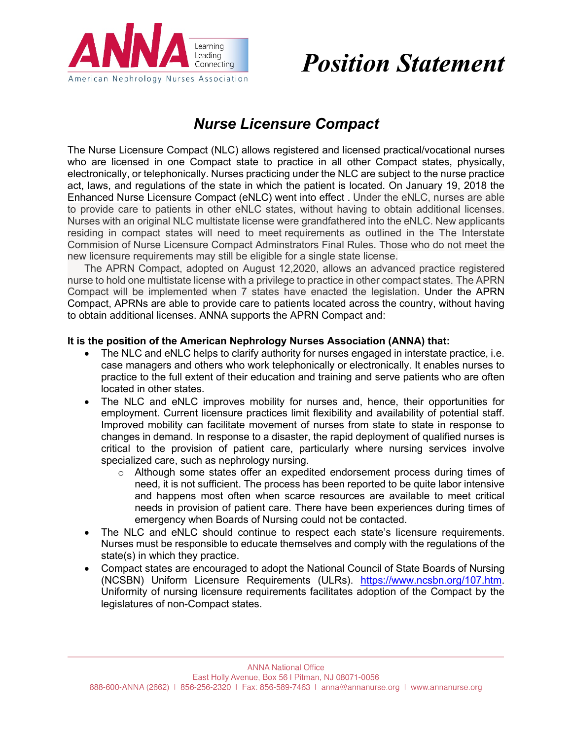# Position Statement

## Nurse Licensure Compact

The Nurse Licensure Compact (NLC) allows registered and licensed practical/vocational nurses who are licensed in one Compact state to practice in all other Compact states, physically, electronically, or telephonically. Nurses practicing under the NLC are subject to the nurse practice act, laws, and regulations of the state in which the patient is located. On January 19, 2018 the Enhanced Nurse Licensure Compact (eNLC) went into effect . Under the eNLC, nurses are able to provide care to patients in other eNLC states, without having to obtain additional licenses. Nurses with an original NLC multistate license were grandfathered into the eNLC. New applicants residing in compact states will need to meet requirements as outlined in the The Interstate Commision of Nurse Licensure Compact Adminstrators Final Rules. Those who do not meet the new licensure requirements may still be eligible for a single state license.

The APRN Compact, adopted on August 12,2020, allows an advanced practice registered nurse to hold one multistate license with a privilege to practice in other compact states. The APRN Compact will be implemented when 7 states have enacted the legislation. Under the APRN Compact, APRNs are able to provide care to patients located across the country, without having to obtain additional licenses. ANNA supports the APRN Compact and:

**It is the position of the American Nephrology Nurses Association (ANNA) that:**

- The NLC and eNLC helps to clarify authority for nurses engaged in interstate practice, i.e. case managers and others who work telephonically or electronically. It enables nurses to practice to the full extent of their education and training and serve patients who are often located in other states.
- The NLC and eNLC improves mobility for nurses and, hence, their opportunities for employment. Current licensure practices limit flexibility and availability of potential staff. Improved mobility can facilitate movement of nurses from state to state in response to changes in demand. In response to a disaster, the rapid deployment of qualified nurses is critical to the provision of patient care, particularly where nursing services involve specialized care, such as nephrology nursing.
  - Although some states offer an expedited endorsement process during times of need, it is not sufficient. The process has been reported to be quite labor intensive and happens most often when scarce resources are available to meet critical needs in provision of patient care. There have been experiences during times of emergency when Boards of Nursing could not be contacted.
- The NLC and eNLC should continue to respect each state's licensure requirements. Nurses must be responsible to educate themselves and comply with the regulations of the state(s) in which they practice.
- Compact states are encouraged to adopt the National Council of State Boards of Nursing (NCSBN) Uniform Licensure Requirements (ULRs). https://www.ncsbn.org/107.htm. Uniformity of nursing licensure requirements facilitates adoption of the Compact by the legislatures of non-Compact states.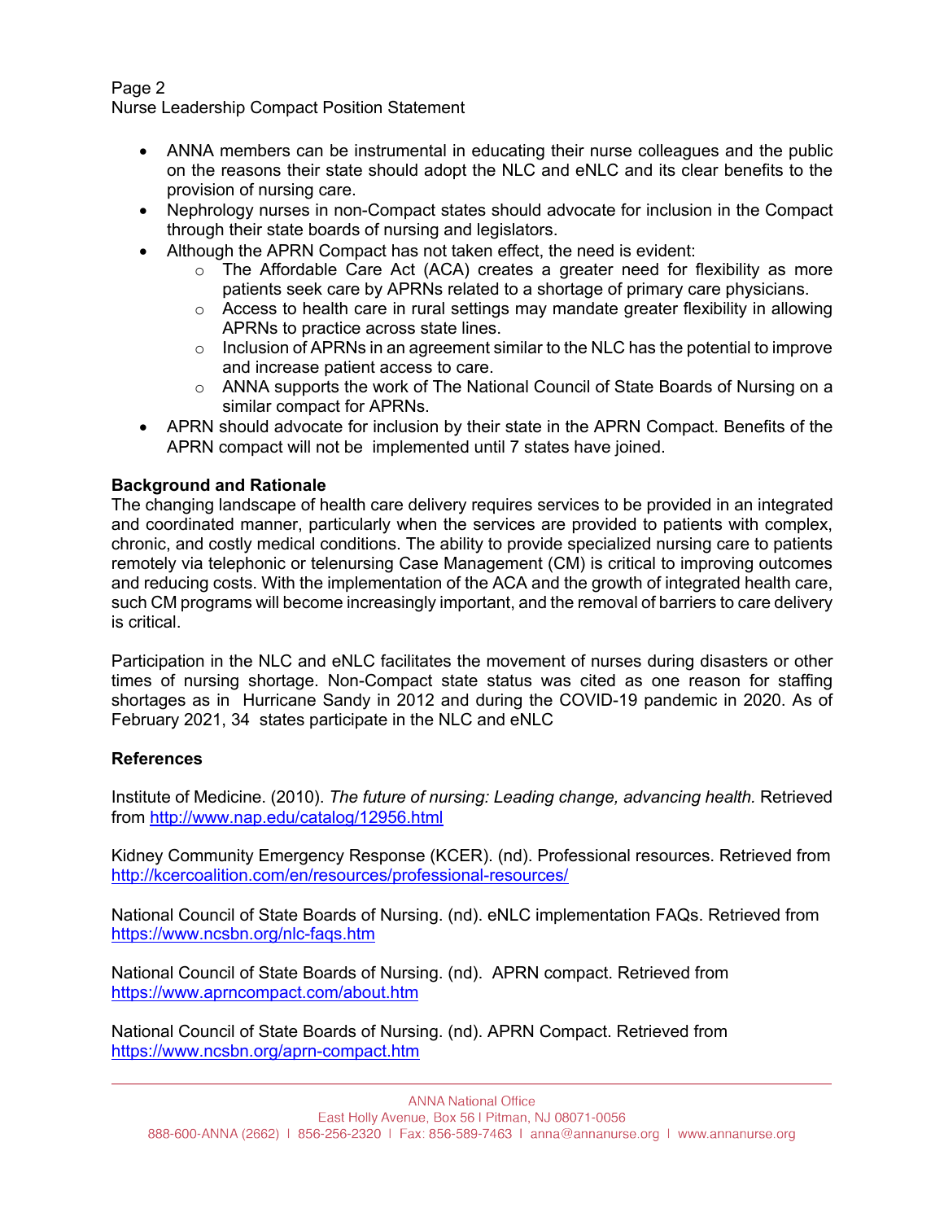- ANNA members can be instrumental in educating their nurse colleagues and the public on the reasons their state should adopt the NLC and eNLC and its clear benefits to the provision of nursing care.
- Nephrology nurses in non-Compact states should advocate for inclusion in the Compact through their state boards of nursing and legislators.
- Although the APRN Compact has not taken effect, the need is evident:
    - The Affordable Care Act (ACA) creates a greater need for flexibility as more patients seek care by APRNs related to a shortage of primary care physicians.
    - Access to health care in rural settings may mandate greater flexibility in allowing APRNs to practice across state lines.
    - Inclusion of APRNs in an agreement similar to the NLC has the potential to improve and increase patient access to care.
    - ANNA supports the work of The National Council of State Boards of Nursing on a similar compact for APRNs.
- APRN should advocate for inclusion by their state in the APRN Compact. Benefits of the APRN compact will not be implemented until 7 states have joined.

**Background and Rationale**

The changing landscape of health care delivery requires services to be provided in an integrated and coordinated manner, particularly when the services are provided to patients with complex, chronic, and costly medical conditions. The ability to provide specialized nursing care to patients remotely via telephonic or telenursing Case Management (CM) is critical to improving outcomes and reducing costs. With the implementation of the ACA and the growth of integrated health care, such CM programs will become increasingly important, and the removal of barriers to care delivery is critical.

Participation in the NLC and eNLC facilitates the movement of nurses during disasters or other times of nursing shortage. Non-Compact state status was cited as one reason for staffing shortages as in Hurricane Sandy in 2012 and during the COVID-19 pandemic in 2020. As of February 2021, 34 states participate in the NLC and eNLC

**References**

Institute of Medicine. (2010). *The future of nursing: Leading change, advancing health.* Retrieved from http://www.nap.edu/catalog/12956.html

Kidney Community Emergency Response (KCER). (nd). Professional resources. Retrieved from http://kcercoalition.com/en/resources/professional-resources/

National Council of State Boards of Nursing. (nd). eNLC implementation FAQs. Retrieved from https://www.ncsbn.org/nlc-faqs.htm

National Council of State Boards of Nursing. (nd). APRN compact. Retrieved from https://www.aprncompact.com/about.htm

National Council of State Boards of Nursing. (nd). APRN Compact. Retrieved from https://www.ncsbn.org/aprn-compact.htm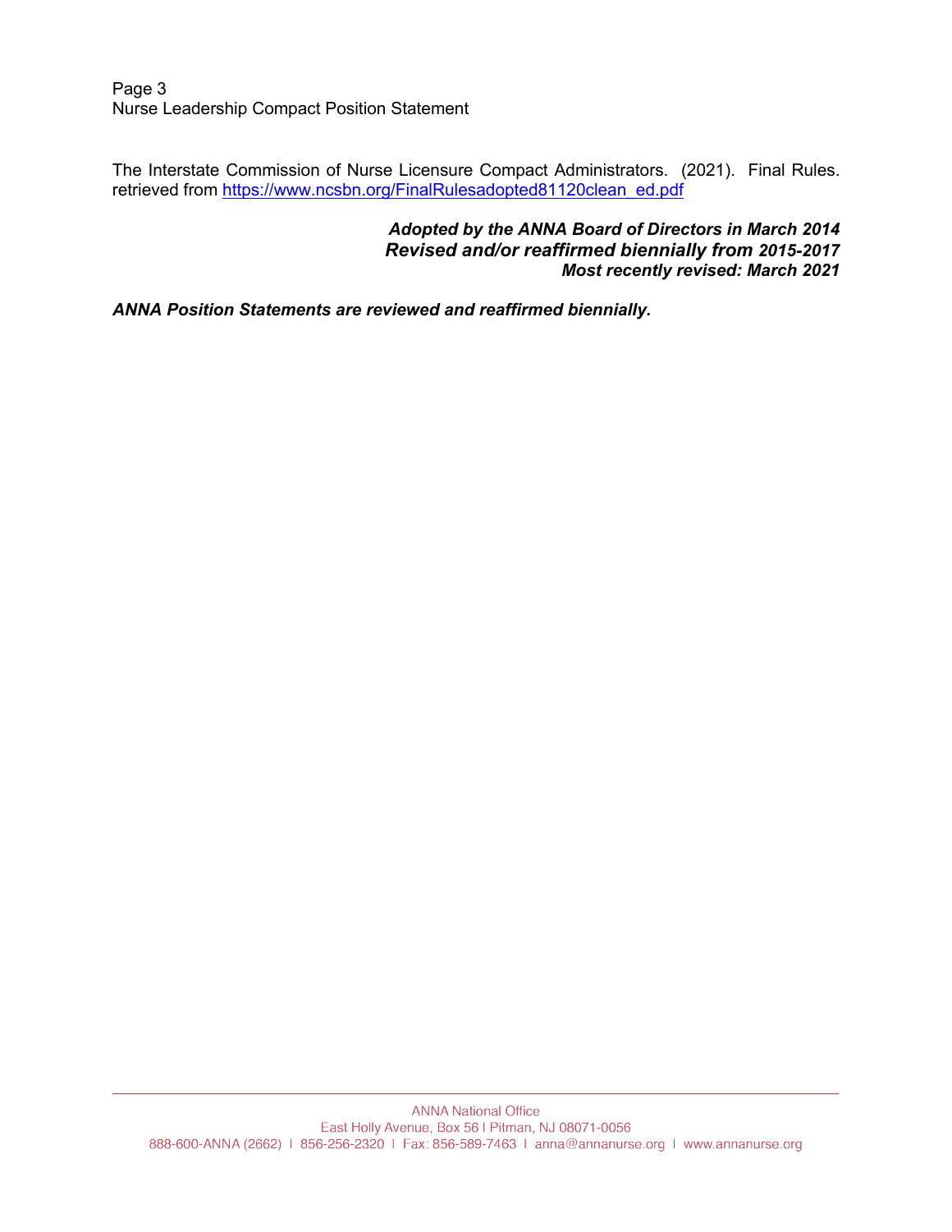The Interstate Commission of Nurse Licensure Compact Administrators. (2021). Final Rules. retrieved from [https://www.ncsbn.org/FinalRulesadopted81120clean_ed.pdf](https://www.ncsbn.org/FinalRulesadopted81120clean_ed.pdf)

***Adopted by the ANNA Board of Directors in March 2014***
***Revised and/or reaffirmed biennially from 2015-2017***
***Most recently revised: March 2021***

***ANNA Position Statements are reviewed and reaffirmed biennially.***

ANNA National Office
East Holly Avenue, Box 56 | Pitman, NJ 08071-0056
888-600-ANNA (2662) | 856-256-2320 | Fax: 856-589-7463 | anna@annanurse.org | www.annanurse.org